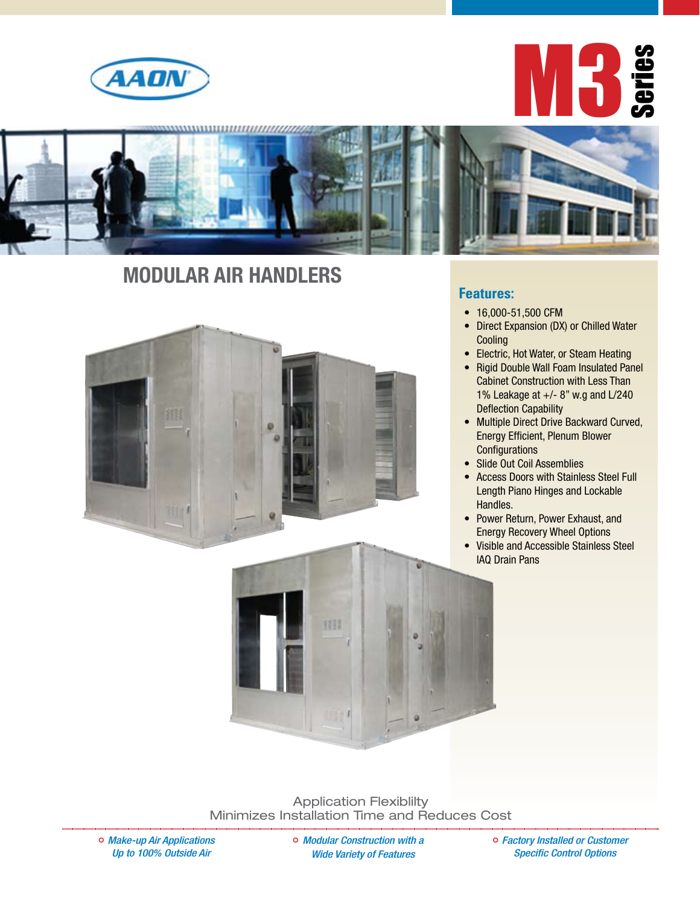AAON

# M3 Series

## MODULAR AIR HANDLERS

### Features:

- 16,000-51,500 CFM
- Direct Expansion (DX) or Chilled Water Cooling
- Electric, Hot Water, or Steam Heating
- Rigid Double Wall Foam Insulated Panel Cabinet Construction with Less Than 1% Leakage at +/- 8" w.g and L/240 Deflection Capability
- Multiple Direct Drive Backward Curved, Energy Efficient, Plenum Blower Configurations
- Slide Out Coil Assemblies
- Access Doors with Stainless Steel Full Length Piano Hinges and Lockable Handles.
- Power Return, Power Exhaust, and Energy Recovery Wheel Options
- Visible and Accessible Stainless Steel IAQ Drain Pans

Application Flexiblilty
Minimizes Installation Time and Reduces Cost

- *Make-up Air Applications Up to 100% Outside Air*
- *Modular Construction with a Wide Variety of Features*
- *Factory Installed or Customer Specific Control Options*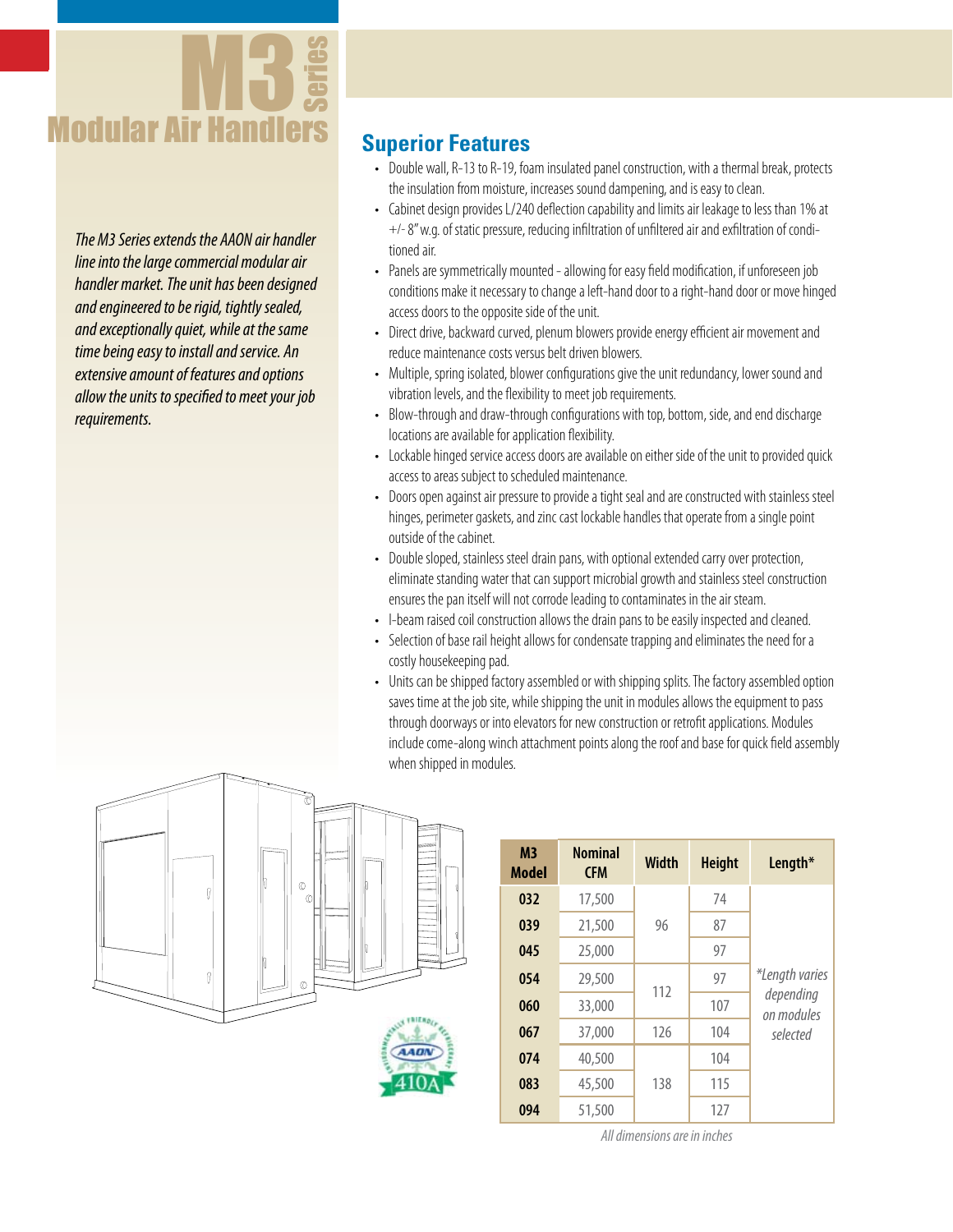# M3 Series Modular Air Handlers

*The M3 Series extends the AAON air handler line into the large commercial modular air handler market. The unit has been designed and engineered to be rigid, tightly sealed, and exceptionally quiet, while at the same time being easy to install and service. An extensive amount of features and options allow the units to specified to meet your job requirements.*

## Superior Features

- Double wall, R-13 to R-19, foam insulated panel construction, with a thermal break, protects the insulation from moisture, increases sound dampening, and is easy to clean.
- Cabinet design provides L/240 deflection capability and limits air leakage to less than 1% at +/- 8" w.g. of static pressure, reducing infiltration of unfiltered air and exfiltration of conditioned air.
- Panels are symmetrically mounted - allowing for easy field modification, if unforeseen job conditions make it necessary to change a left-hand door to a right-hand door or move hinged access doors to the opposite side of the unit.
- Direct drive, backward curved, plenum blowers provide energy efficient air movement and reduce maintenance costs versus belt driven blowers.
- Multiple, spring isolated, blower configurations give the unit redundancy, lower sound and vibration levels, and the flexibility to meet job requirements.
- Blow-through and draw-through configurations with top, bottom, side, and end discharge locations are available for application flexibility.
- Lockable hinged service access doors are available on either side of the unit to provided quick access to areas subject to scheduled maintenance.
- Doors open against air pressure to provide a tight seal and are constructed with stainless steel hinges, perimeter gaskets, and zinc cast lockable handles that operate from a single point outside of the cabinet.
- Double sloped, stainless steel drain pans, with optional extended carry over protection, eliminate standing water that can support microbial growth and stainless steel construction ensures the pan itself will not corrode leading to contaminates in the air steam.
- I-beam raised coil construction allows the drain pans to be easily inspected and cleaned.
- Selection of base rail height allows for condensate trapping and eliminates the need for a costly housekeeping pad.
- Units can be shipped factory assembled or with shipping splits. The factory assembled option saves time at the job site, while shipping the unit in modules allows the equipment to pass through doorways or into elevators for new construction or retrofit applications. Modules include come-along winch attachment points along the roof and base for quick field assembly when shipped in modules.

| M3 Model | Nominal CFM | Width | Height | Length* |
|---|---|---|---|---|
| 032 | 17,500 | 96 | 74 | *Length varies depending on modules selected |
| 039 | 21,500 | | 87 | |
| 045 | 25,000 | | 97 | |
| 054 | 29,500 | 112 | 97 | |
| 060 | 33,000 | | 107 | |
| 067 | 37,000 | 126 | 104 | |
| 074 | 40,500 | 138 | 104 | |
| 083 | 45,500 | | 115 | |
| 094 | 51,500 | | 127 | |

*All dimensions are in inches*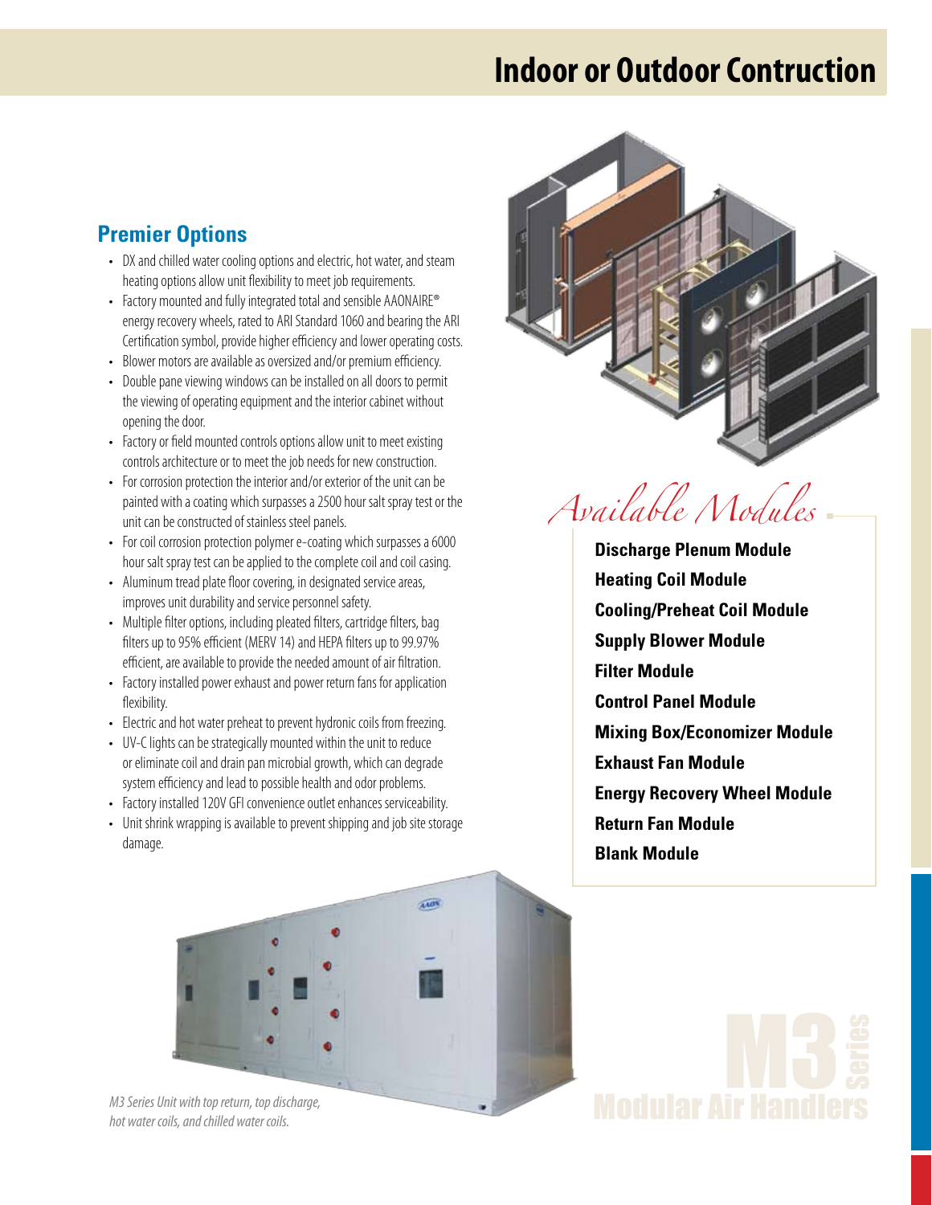# Indoor or Outdoor Contruction

## Premier Options

- DX and chilled water cooling options and electric, hot water, and steam heating options allow unit flexibility to meet job requirements.
- Factory mounted and fully integrated total and sensible AAONAIRE® energy recovery wheels, rated to ARI Standard 1060 and bearing the ARI Certification symbol, provide higher efficiency and lower operating costs.
- Blower motors are available as oversized and/or premium efficiency.
- Double pane viewing windows can be installed on all doors to permit the viewing of operating equipment and the interior cabinet without opening the door.
- Factory or field mounted controls options allow unit to meet existing controls architecture or to meet the job needs for new construction.
- For corrosion protection the interior and/or exterior of the unit can be painted with a coating which surpasses a 2500 hour salt spray test or the unit can be constructed of stainless steel panels.
- For coil corrosion protection polymer e-coating which surpasses a 6000 hour salt spray test can be applied to the complete coil and coil casing.
- Aluminum tread plate floor covering, in designated service areas, improves unit durability and service personnel safety.
- Multiple filter options, including pleated filters, cartridge filters, bag filters up to 95% efficient (MERV 14) and HEPA filters up to 99.97% efficient, are available to provide the needed amount of air filtration.
- Factory installed power exhaust and power return fans for application flexibility.
- Electric and hot water preheat to prevent hydronic coils from freezing.
- UV-C lights can be strategically mounted within the unit to reduce or eliminate coil and drain pan microbial growth, which can degrade system efficiency and lead to possible health and odor problems.
- Factory installed 120V GFI convenience outlet enhances serviceability.
- Unit shrink wrapping is available to prevent shipping and job site storage damage.

*M3 Series Unit with top return, top discharge, hot water coils, and chilled water coils.*

## *Available Modules*

**Discharge Plenum Module**
**Heating Coil Module**
**Cooling/Preheat Coil Module**
**Supply Blower Module**
**Filter Module**
**Control Panel Module**
**Mixing Box/Economizer Module**
**Exhaust Fan Module**
**Energy Recovery Wheel Module**
**Return Fan Module**
**Blank Module**

M3 Series
Modular Air Handlers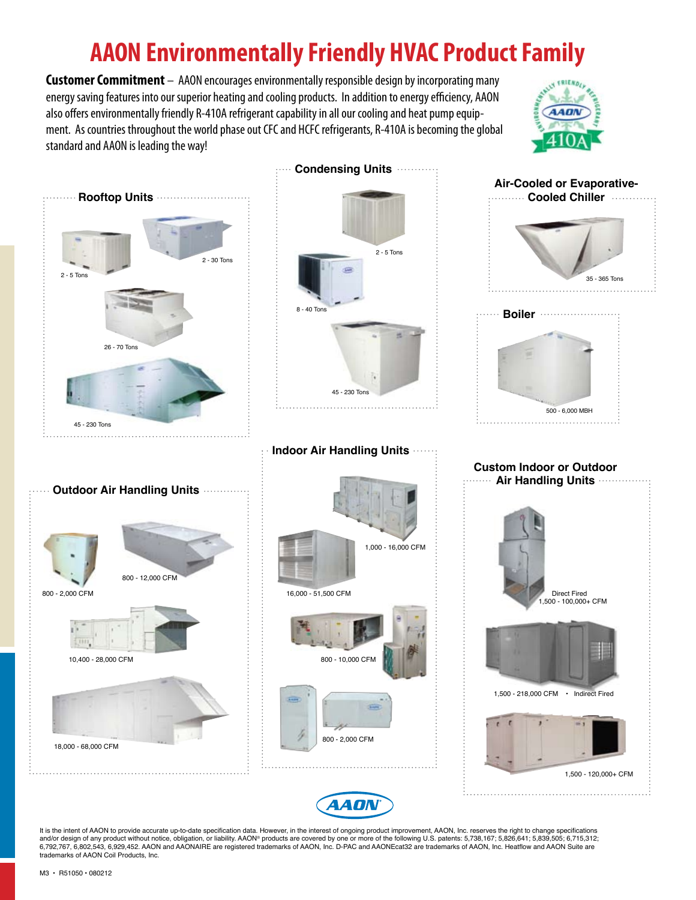# AAON Environmentally Friendly HVAC Product Family

**Customer Commitment** – AAON encourages environmentally responsible design by incorporating many energy saving features into our superior heating and cooling products. In addition to energy efficiency, AAON also offers environmentally friendly R-410A refrigerant capability in all our cooling and heat pump equipment. As countries throughout the world phase out CFC and HCFC refrigerants, R-410A is becoming the global standard and AAON is leading the way!

ENVIRONMENTALLY FRIENDLY REFRIGERANT
AAON
410A

## Rooftop Units

2 - 5 Tons

2 - 30 Tons

26 - 70 Tons

45 - 230 Tons

## Condensing Units

2 - 5 Tons

8 - 40 Tons

45 - 230 Tons

## Air-Cooled or Evaporative-Cooled Chiller

35 - 365 Tons

## Boiler

500 - 6,000 MBH

## Outdoor Air Handling Units

800 - 2,000 CFM

800 - 12,000 CFM

10,400 - 28,000 CFM

18,000 - 68,000 CFM

## Indoor Air Handling Units

1,000 - 16,000 CFM

16,000 - 51,500 CFM

800 - 10,000 CFM

800 - 2,000 CFM

## Custom Indoor or Outdoor Air Handling Units

Direct Fired
1,500 - 100,000+ CFM

1,500 - 218,000 CFM • Indirect Fired

1,500 - 120,000+ CFM

AAON

It is the intent of AAON to provide accurate up-to-date specification data. However, in the interest of ongoing product improvement, AAON, Inc. reserves the right to change specifications and/or design of any product without notice, obligation, or liability. AAON® products are covered by one or more of the following U.S. patents: 5,738,167; 5,826,641; 5,839,505; 6,715,312; 6,792,767, 6,802,543, 6,929,452. AAON and AAONAIRE are registered trademarks of AAON, Inc. D-PAC and AAONEcat32 are trademarks of AAON, Inc. Heatflow and AAON Suite are trademarks of AAON Coil Products, Inc.

M3 • R51050 • 080212